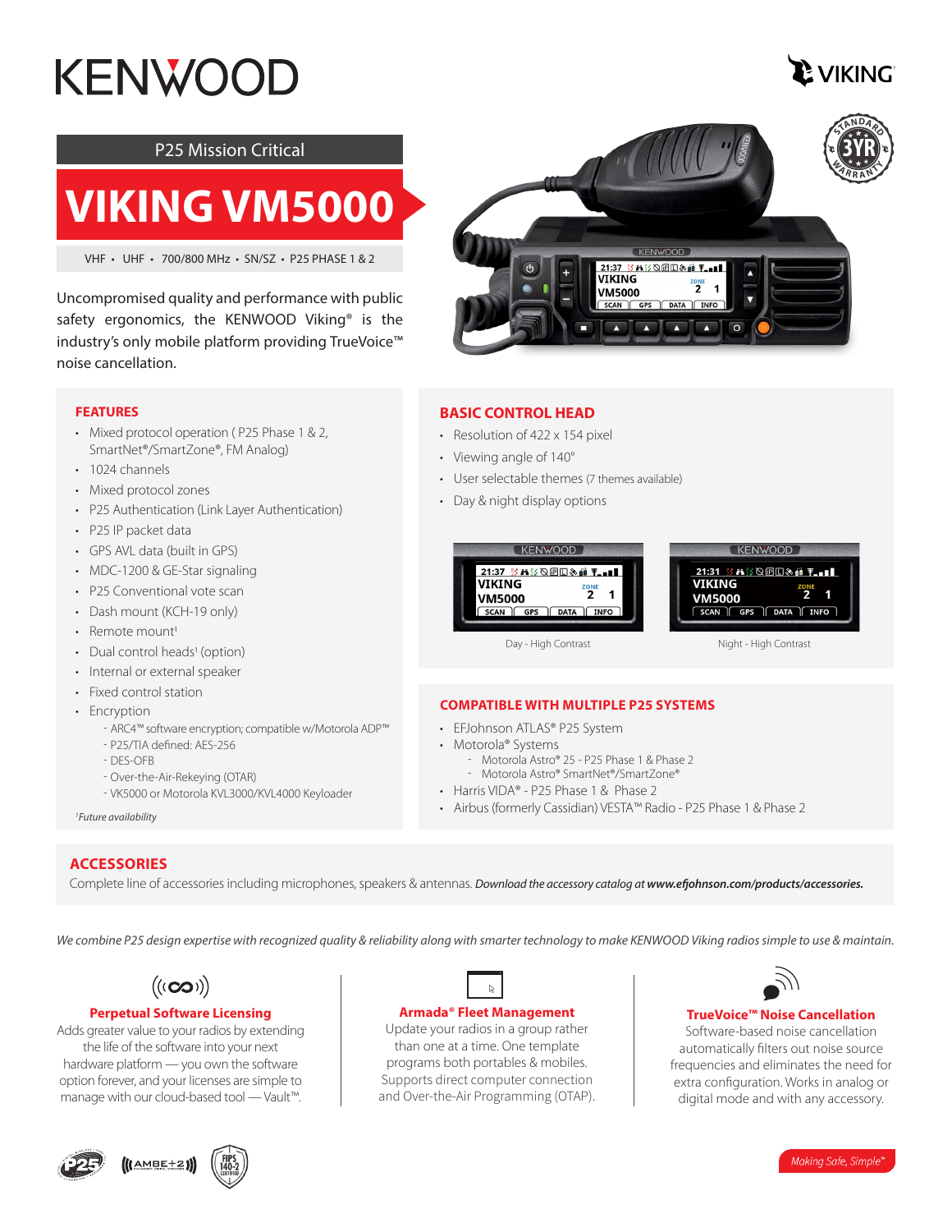KENWOOD

VIKING

P25 Mission Critical

# VIKING VM5000

VHF • UHF • 700/800 MHz • SN/SZ • P25 PHASE 1 & 2

Uncompromised quality and performance with public safety ergonomics, the KENWOOD Viking® is the industry's only mobile platform providing TrueVoice™ noise cancellation.

## FEATURES

- Mixed protocol operation ( P25 Phase 1 & 2, SmartNet®/SmartZone®, FM Analog)
- 1024 channels
- Mixed protocol zones
- P25 Authentication (Link Layer Authentication)
- P25 IP packet data
- GPS AVL data (built in GPS)
- MDC-1200 & GE-Star signaling
- P25 Conventional vote scan
- Dash mount (KCH-19 only)
- Remote mount[1]
- Dual control heads[1] (option)
- Internal or external speaker
- Fixed control station
- Encryption
  - ARC4™ software encryption; compatible w/Motorola ADP™
  - P25/TIA defined: AES-256
  - DES-OFB
  - Over-the-Air-Rekeying (OTAR)
  - VK5000 or Motorola KVL3000/KVL4000 Keyloader

[1]*Future availability*

## BASIC CONTROL HEAD

- Resolution of 422 x 154 pixel
- Viewing angle of 140°
- User selectable themes (7 themes available)
- Day & night display options

Day - High Contrast

Night - High Contrast

## COMPATIBLE WITH MULTIPLE P25 SYSTEMS

- EFJohnson ATLAS® P25 System
- Motorola® Systems
  - Motorola Astro® 25 - P25 Phase 1 & Phase 2
  - Motorola Astro® SmartNet®/SmartZone®
- Harris VIDA® - P25 Phase 1 & Phase 2
- Airbus (formerly Cassidian) VESTA™ Radio - P25 Phase 1 & Phase 2

## ACCESSORIES

Complete line of accessories including microphones, speakers & antennas. *Download the accessory catalog at **www.efjohnson.com/products/accessories.***

*We combine P25 design expertise with recognized quality & reliability along with smarter technology to make KENWOOD Viking radios simple to use & maintain.*

### Perpetual Software Licensing

Adds greater value to your radios by extending the life of the software into your next hardware platform — you own the software option forever, and your licenses are simple to manage with our cloud-based tool — Vault™.

### Armada® Fleet Management

Update your radios in a group rather than one at a time. One template programs both portables & mobiles. Supports direct computer connection and Over-the-Air Programming (OTAP).

### TrueVoice™ Noise Cancellation

Software-based noise cancellation automatically filters out noise source frequencies and eliminates the need for extra configuration. Works in analog or digital mode and with any accessory.

*Making Safe, Simple™*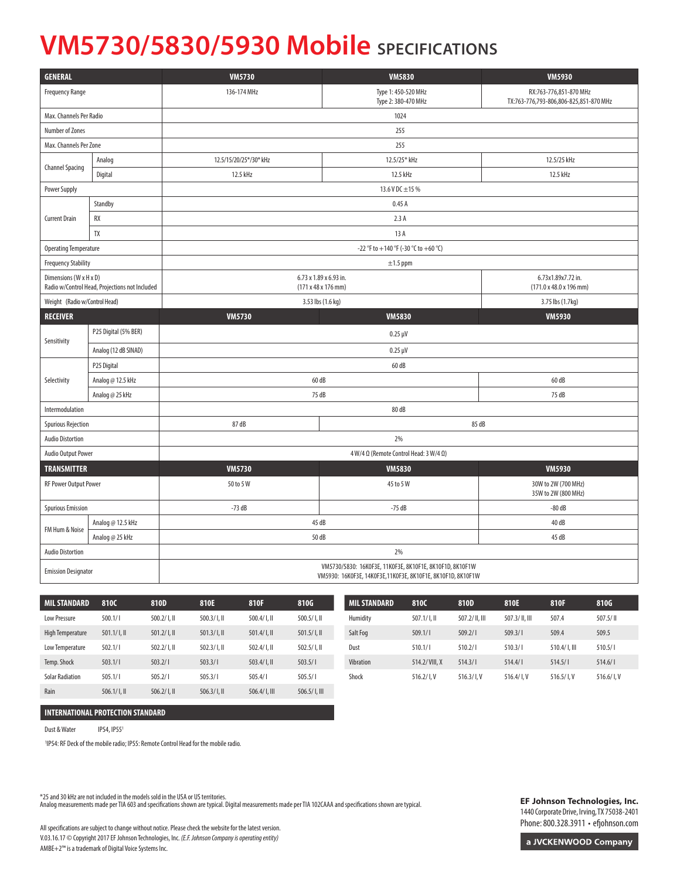# VM5730/5830/5930 Mobile SPECIFICATIONS

| GENERAL | | VM5730 | VM5830 | VM5930 |
|---|---|---|---|---|
| Frequency Range | | 136-174 MHz | Type 1: 450-520 MHz<br>Type 2: 380-470 MHz | RX:763-776,851-870 MHz<br>TX:763-776,793-806,806-825,851-870 MHz |
| Max. Channels Per Radio | | 1024 | | |
| Number of Zones | | 255 | | |
| Max. Channels Per Zone | | 255 | | |
| Channel Spacing | Analog | 12.5/15/20/25*/30* kHz | 12.5/25* kHz | 12.5/25 kHz |
| | Digital | 12.5 kHz | 12.5 kHz | 12.5 kHz |
| Power Supply | | 13.6 V DC ±15 % | | |
| Current Drain | Standby | 0.45 A | | |
| | RX | 2.3 A | | |
| | TX | 13 A | | |
| Operating Temperature | | -22 °F to +140 °F (-30 °C to +60 °C) | | |
| Frequency Stability | | ±1.5 ppm | | |
| Dimensions (W x H x D)<br>Radio w/Control Head, Projections not Included | | 6.73 x 1.89 x 6.93 in.<br>(171 x 48 x 176 mm) | | 6.73x1.89x7.72 in.<br>(171.0 x 48.0 x 196 mm) |
| Weight (Radio w/Control Head) | | 3.53 lbs (1.6 kg) | | 3.75 lbs (1.7kg) |
| **RECEIVER** | | **VM5730** | **VM5830** | **VM5930** |
| Sensitivity | P25 Digital (5% BER) | 0.25 μV | | |
| | Analog (12 dB SINAD) | 0.25 μV | | |
| Selectivity | P25 Digital | 60 dB | | |
| | Analog @ 12.5 kHz | 60 dB | | 60 dB |
| | Analog @ 25 kHz | 75 dB | | 75 dB |
| Intermodulation | | 80 dB | | |
| Spurious Rejection | | 87 dB | 85 dB | |
| Audio Distortion | | 2% | | |
| Audio Output Power | | 4 W/4 Ω (Remote Control Head: 3 W/4 Ω) | | |
| **TRANSMITTER** | | **VM5730** | **VM5830** | **VM5930** |
| RF Power Output Power | | 50 to 5 W | 45 to 5 W | 30W to 2W (700 MHz)<br>35W to 2W (800 MHz) |
| Spurious Emission | | -73 dB | -75 dB | -80 dB |
| FM Hum & Noise | Analog @ 12.5 kHz | 45 dB | | 40 dB |
| | Analog @ 25 kHz | 50 dB | | 45 dB |
| Audio Distortion | | 2% | | |
| Emission Designator | | VM5730/5830: 16K0F3E, 11K0F3E, 8K10F1E, 8K10F1D, 8K10F1W<br>VM5930: 16K0F3E, 14K0F3E,11K0F3E, 8K10F1E, 8K10F1D, 8K10F1W | | |

| MIL STANDARD | 810C | 810D | 810E | 810F | 810G |
|---|---|---|---|---|---|
| Low Pressure | 500.1/ I | 500.2/ I, II | 500.3/ I, II | 500.4/ I, II | 500.5/ I, II |
| High Temperature | 501.1/ I, II | 501.2/ I, II | 501.3/ I, II | 501.4/ I, II | 501.5/ I, II |
| Low Temperature | 502.1/ I | 502.2/ I, II | 502.3/ I, II | 502.4/ I, II | 502.5/ I, II |
| Temp. Shock | 503.1/ I | 503.2/ I | 503.3/ I | 503.4/ I, II | 503.5/ I |
| Solar Radiation | 505.1/ I | 505.2/ I | 505.3/ I | 505.4/ I | 505.5/ I |
| Rain | 506.1/ I, II | 506.2/ I, II | 506.3/ I, II | 506.4/ I, III | 506.5/ I, III |

| MIL STANDARD | 810C | 810D | 810E | 810F | 810G |
|---|---|---|---|---|---|
| Humidity | 507.1/ I, II | 507.2/ II, III | 507.3/ II, III | 507.4 | 507.5/ II |
| Salt Fog | 509.1/ I | 509.2/ I | 509.3/ I | 509.4 | 509.5 |
| Dust | 510.1/ I | 510.2/ I | 510.3/ I | 510.4/ I, III | 510.5/ I |
| Vibration | 514.2/ VIII, X | 514.3/ I | 514.4/ I | 514.5/ I | 514.6/ I |
| Shock | 516.2/ I, V | 516.3/ I, V | 516.4/ I, V | 516.5/ I, V | 516.6/ I, V |

| INTERNATIONAL PROTECTION STANDARD | |
|---|---|
| Dust & Water | IP54, IP55[1] |

[1]IP54: RF Deck of the mobile radio; IP55: Remote Control Head for the mobile radio.

*25 and 30 kHz are not included in the models sold in the USA or US territories.
Analog measurements made per TIA 603 and specifications shown are typical. Digital measurements made per TIA 102CAAA and specifications shown are typical.

All specifications are subject to change without notice. Please check the website for the latest version.
V.03.16.17 © Copyright 2017 EF Johnson Technologies, Inc. *(E.F. Johnson Company is operating entity)*
AMBE+2™ is a trademark of Digital Voice Systems Inc.

**EF Johnson Technologies, Inc.**
1440 Corporate Drive, Irving, TX 75038-2401
Phone: 800.328.3911 • efjohnson.com

**a JVCKENWOOD Company**